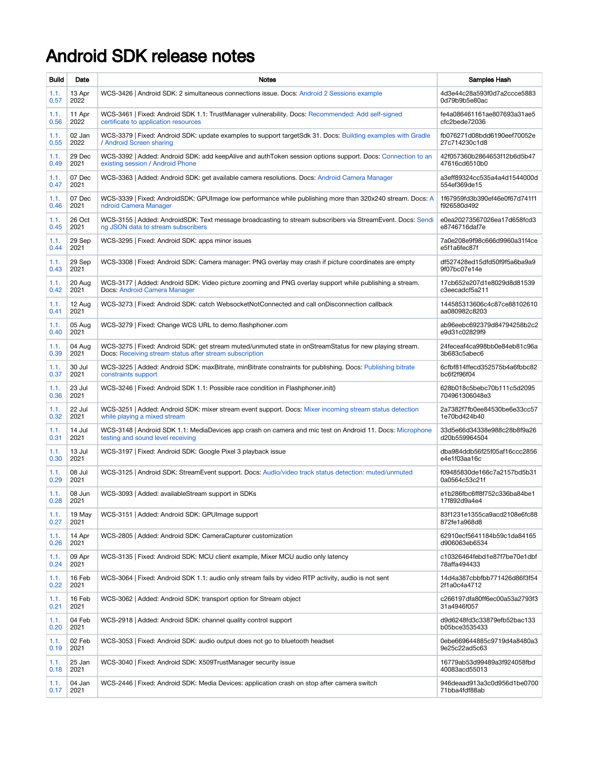# Android SDK release notes

| Build | Date | Notes | Samples Hash |
|---|---|---|---|
| 1.1.0.57 | 13 Apr 2022 | WCS-3426 \| Android SDK: 2 simultaneous connections issue. Docs: Android 2 Sessions example | 4d3e44c28a593f0d7a2ccce58830d79b9b5e80ac |
| 1.1.0.56 | 11 Apr 2022 | WCS-3461 \| Fixed: Android SDK 1.1: TrustManager vulnerability. Docs: Recommended: Add self-signed certificate to application resources | fe4a086461161ae807693a31ae5cfc2bede72036 |
| 1.1.0.55 | 02 Jan 2022 | WCS-3379 \| Fixed: Android SDK: update examples to support targetSdk 31. Docs: Building examples with Gradle / Android Screen sharing | fb076271d08bdd6190eef70052e27c714230c1d8 |
| 1.1.0.49 | 29 Dec 2021 | WCS-3392 \| Added: Android SDK: add keepAlive and authToken session options support. Docs: Connection to an existing session / Android Phone | 42f057360b2864653f12b6d5b4747616cd6510b0 |
| 1.1.0.47 | 07 Dec 2021 | WCS-3363 \| Added: Android SDK: get available camera resolutions. Docs: Android Camera Manager | a3eff89324cc535a4a4d1544000d554ef369de15 |
| 1.1.0.46 | 07 Dec 2021 | WCS-3339 \| Fixed: AndroidSDK: GPUImage low performance while publishing more than 320x240 stream. Docs: Android Camera Manager | 1f67959fd3b390ef46e0f67d741f1f926580d492 |
| 1.1.0.45 | 26 Oct 2021 | WCS-3155 \| Added: AndroidSDK: Text message broadcasting to stream subscribers via StreamEvent. Docs: Sending JSON data to stream subscribers | e0ea20273567026ea17d658fcd3e8746716daf7e |
| 1.1.0.44 | 29 Sep 2021 | WCS-3295 \| Fixed: Android SDK: apps minor issues | 7a0e208e9f98c666d9960a31f4cee5f1a6fec87f |
| 1.1.0.43 | 29 Sep 2021 | WCS-3308 \| Fixed: Android SDK: Camera manager: PNG overlay may crash if picture coordinates are empty | df527428ed15dfd50f9f5a6ba9a99f07bc07e14e |
| 1.1.0.42 | 20 Aug 2021 | WCS-3177 \| Added: Android SDK: Video picture zooming and PNG overlay support while publishing a stream. Docs: Android Camera Manager | 17cb652e207d1e8029d8d81539c3eecadcf5a211 |
| 1.1.0.41 | 12 Aug 2021 | WCS-3273 \| Fixed: Android SDK: catch WebsocketNotConnected and call onDisconnection callback | 144585313606c4c87ce88102610aa080982c8203 |
| 1.1.0.40 | 05 Aug 2021 | WCS-3279 \| Fixed: Change WCS URL to demo.flashphoner.com | ab96eebc692379d84794258b2c2e9d31c02829f9 |
| 1.1.0.39 | 04 Aug 2021 | WCS-3275 \| Fixed: Android SDK: get stream muted/unmuted state in onStreamStatus for new playing stream. Docs: Receiving stream status after stream subscription | 24feceaf4ca998bb0e84eb81c96a3b683c5abec6 |
| 1.1.0.37 | 30 Jul 2021 | WCS-3225 \| Added: Android SDK: maxBitrate, minBitrate constraints for publishing. Docs: Publishing bitrate constraints support | 6cfbf814ffecd352575b4a6fbbc82bc6f2f96f04 |
| 1.1.0.36 | 23 Jul 2021 | WCS-3246 \| Fixed: Android SDK 1.1: Possible race condition in Flashphoner.init() | 628b018c5bebc70b111c5d2095704961306048e3 |
| 1.1.0.32 | 22 Jul 2021 | WCS-3251 \| Added: Android SDK: mixer stream event support. Docs: Mixer incoming stream status detection while playing a mixed stream | 2a7382f7fb0ee84530be6e33cc571e70bd424b40 |
| 1.1.0.31 | 14 Jul 2021 | WCS-3148 \| Fixed: Android SDK 1.1: MediaDevices app crash on camera and mic test on Android 11. Docs: Microphone testing and sound level receiving | 33d5e66d34338e988c28b8f9a26d20b559964504 |
| 1.1.0.30 | 13 Jul 2021 | WCS-3197 \| Fixed: Android SDK: Google Pixel 3 playback issue | dba984ddb56f25f05af16ccc2856e4e1f03aa16c |
| 1.1.0.29 | 08 Jul 2021 | WCS-3125 \| Android SDK: StreamEvent support. Docs: Audio/video track status detection: muted/unmuted | f09485830de166c7a2157bd5b310a0564c53c21f |
| 1.1.0.28 | 08 Jun 2021 | WCS-3093 \| Added: availableStream support in SDKs | e1b286fbc6ff8f752c336ba84be117f892d9a4e4 |
| 1.1.0.27 | 19 May 2021 | WCS-3151 \| Added: Android SDK: GPUImage support | 83f1231e1355ca9acd2108e6fc88872fe1a968d8 |
| 1.1.0.26 | 14 Apr 2021 | WCS-2805 \| Added: Android SDK: CameraCapturer customization | 62910ecf5641184b59c1da84165d906063eb6534 |
| 1.1.0.24 | 09 Apr 2021 | WCS-3135 \| Fixed: Android SDK: MCU client example, Mixer MCU audio only latency | c10326464febd1e87f7be70e1dbf78affa494433 |
| 1.1.0.22 | 16 Feb 2021 | WCS-3064 \| Fixed: Android SDK 1.1: audio only stream fails by video RTP activity, audio is not sent | 14d4a387cbbfbb771426d86f3f542f1a0c4a4712 |
| 1.1.0.21 | 16 Feb 2021 | WCS-3062 \| Added: Android SDK: transport option for Stream object | c266197dfa80ff6ec00a53a2793f331a4946f057 |
| 1.1.0.20 | 04 Feb 2021 | WCS-2918 \| Added: Android SDK: channel quality control support | d9d6248fd3c33879efb52bac133b05bce3535433 |
| 1.1.0.19 | 02 Feb 2021 | WCS-3053 \| Fixed: Android SDK: audio output does not go to bluetooth headset | 0ebe669644885c9719d4a8480a39e25c22ad5c63 |
| 1.1.0.18 | 25 Jan 2021 | WCS-3040 \| Fixed: Android SDK: X509TrustManager security issue | 16779ab53d99489a3f924058fbd40083acd55013 |
| 1.1.0.17 | 04 Jan 2021 | WCS-2446 \| Fixed: Android SDK: Media Devices: application crash on stop after camera switch | 946deaad913a3c0d956d1be070071bba4fdf88ab |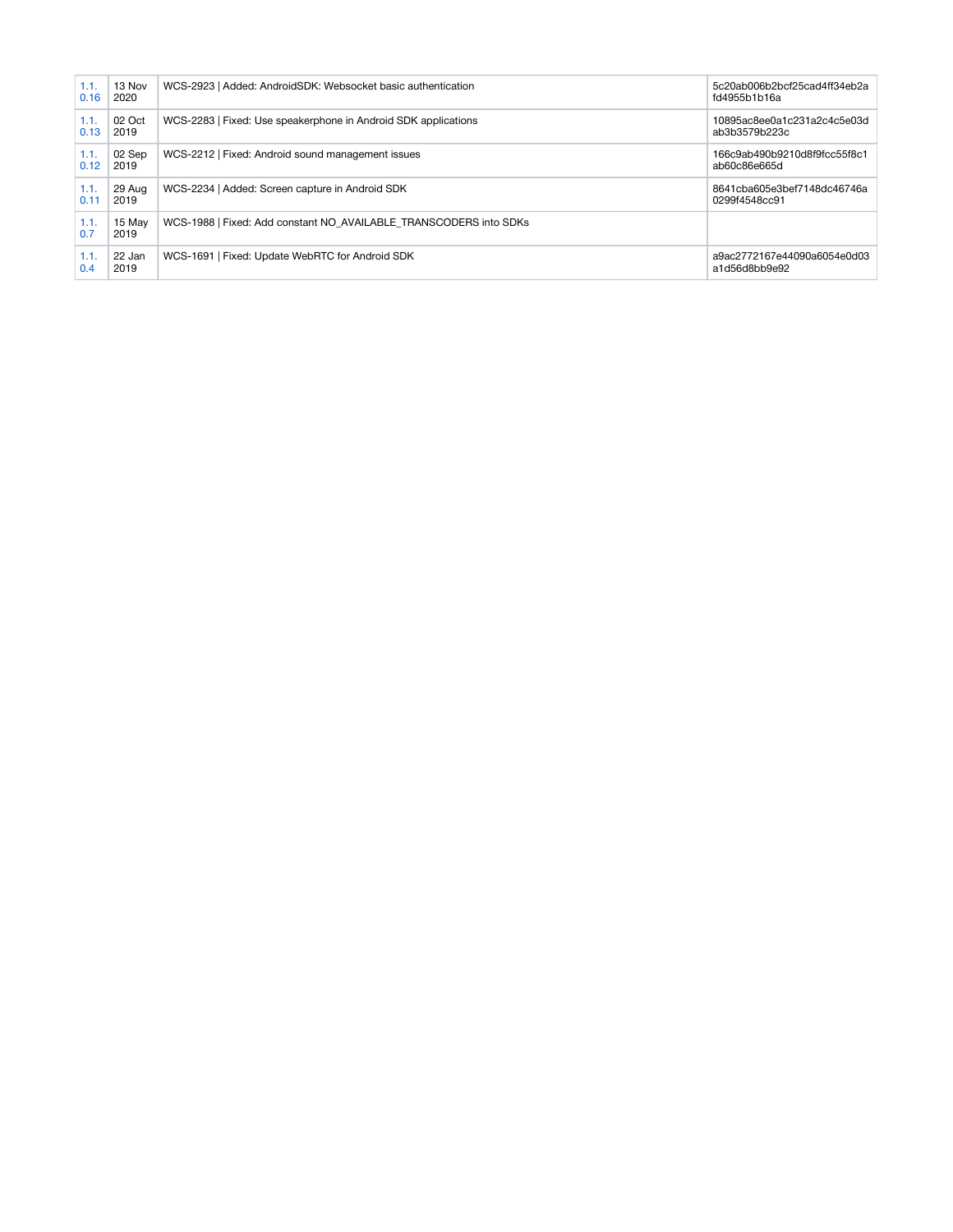| | | | |
|---|---|---|---|
| 1.1.0.16 | 13 Nov 2020 | WCS-2923 \| Added: AndroidSDK: Websocket basic authentication | 5c20ab006b2bcf25cad4ff34eb2afd4955b1b16a |
| 1.1.0.13 | 02 Oct 2019 | WCS-2283 \| Fixed: Use speakerphone in Android SDK applications | 10895ac8ee0a1c231a2c4c5e03dab3b3579b223c |
| 1.1.0.12 | 02 Sep 2019 | WCS-2212 \| Fixed: Android sound management issues | 166c9ab490b9210d8f9fcc55f8c1ab60c86e665d |
| 1.1.0.11 | 29 Aug 2019 | WCS-2234 \| Added: Screen capture in Android SDK | 8641cba605e3bef7148dc46746a0299f4548cc91 |
| 1.1.0.7 | 15 May 2019 | WCS-1988 \| Fixed: Add constant NO_AVAILABLE_TRANSCODERS into SDKs | |
| 1.1.0.4 | 22 Jan 2019 | WCS-1691 \| Fixed: Update WebRTC for Android SDK | a9ac2772167e44090a6054e0d03a1d56d8bb9e92 |